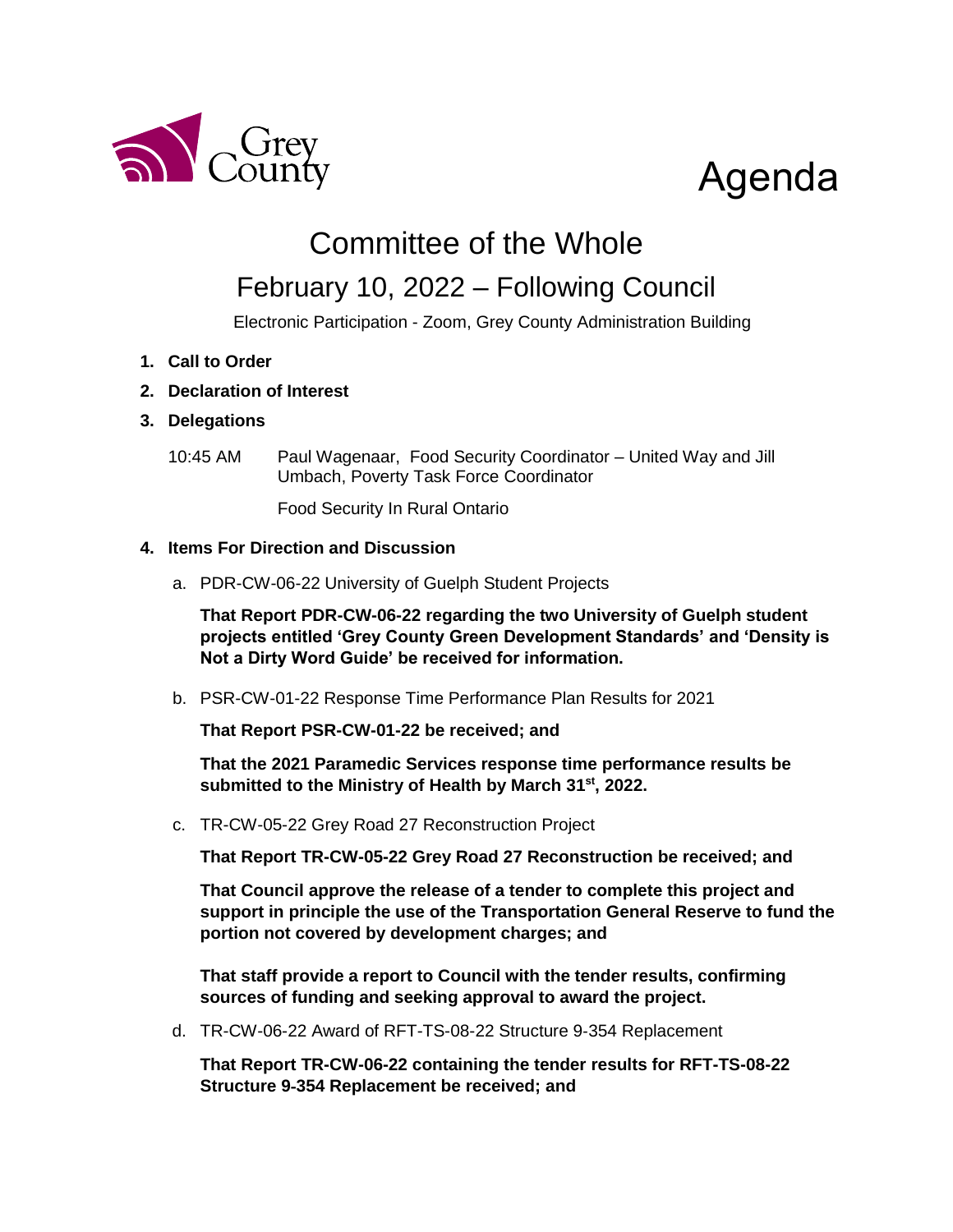Grey County

# Agenda

## Committee of the Whole

## February 10, 2022 – Following Council

Electronic Participation - Zoom, Grey County Administration Building

1. **Call to Order**
2. **Declaration of Interest**
3. **Delegations**

   10:45 AM Paul Wagenaar, Food Security Coordinator – United Way and Jill Umbach, Poverty Task Force Coordinator

   Food Security In Rural Ontario

4. **Items For Direction and Discussion**

   a. PDR-CW-06-22 University of Guelph Student Projects

   **That Report PDR-CW-06-22 regarding the two University of Guelph student projects entitled 'Grey County Green Development Standards' and 'Density is Not a Dirty Word Guide' be received for information.**

   b. PSR-CW-01-22 Response Time Performance Plan Results for 2021

   **That Report PSR-CW-01-22 be received; and**

   **That the 2021 Paramedic Services response time performance results be submitted to the Ministry of Health by March 31st, 2022.**

   c. TR-CW-05-22 Grey Road 27 Reconstruction Project

   **That Report TR-CW-05-22 Grey Road 27 Reconstruction be received; and**

   **That Council approve the release of a tender to complete this project and support in principle the use of the Transportation General Reserve to fund the portion not covered by development charges; and**

   **That staff provide a report to Council with the tender results, confirming sources of funding and seeking approval to award the project.**

   d. TR-CW-06-22 Award of RFT-TS-08-22 Structure 9-354 Replacement

   **That Report TR-CW-06-22 containing the tender results for RFT-TS-08-22 Structure 9-354 Replacement be received; and**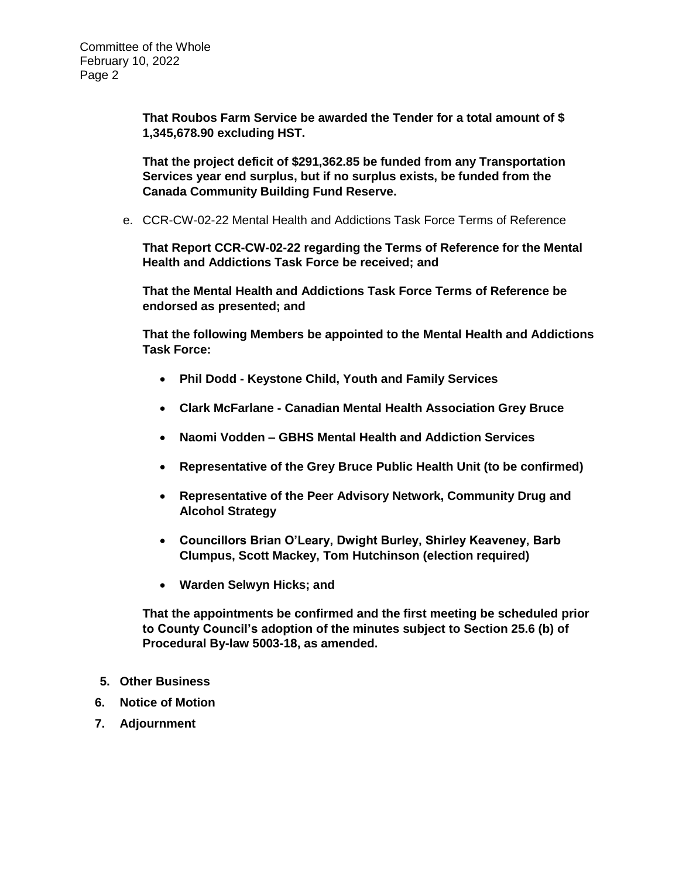**That Roubos Farm Service be awarded the Tender for a total amount of $ 1,345,678.90 excluding HST.**

**That the project deficit of $291,362.85 be funded from any Transportation Services year end surplus, but if no surplus exists, be funded from the Canada Community Building Fund Reserve.**

e. CCR-CW-02-22 Mental Health and Addictions Task Force Terms of Reference

**That Report CCR-CW-02-22 regarding the Terms of Reference for the Mental Health and Addictions Task Force be received; and**

**That the Mental Health and Addictions Task Force Terms of Reference be endorsed as presented; and**

**That the following Members be appointed to the Mental Health and Addictions Task Force:**

- **Phil Dodd - Keystone Child, Youth and Family Services**
- **Clark McFarlane - Canadian Mental Health Association Grey Bruce**
- **Naomi Vodden – GBHS Mental Health and Addiction Services**
- **Representative of the Grey Bruce Public Health Unit (to be confirmed)**
- **Representative of the Peer Advisory Network, Community Drug and Alcohol Strategy**
- **Councillors Brian O'Leary, Dwight Burley, Shirley Keaveney, Barb Clumpus, Scott Mackey, Tom Hutchinson (election required)**
- **Warden Selwyn Hicks; and**

**That the appointments be confirmed and the first meeting be scheduled prior to County Council's adoption of the minutes subject to Section 25.6 (b) of Procedural By-law 5003-18, as amended.**

**5. Other Business**

**6. Notice of Motion**

**7. Adjournment**